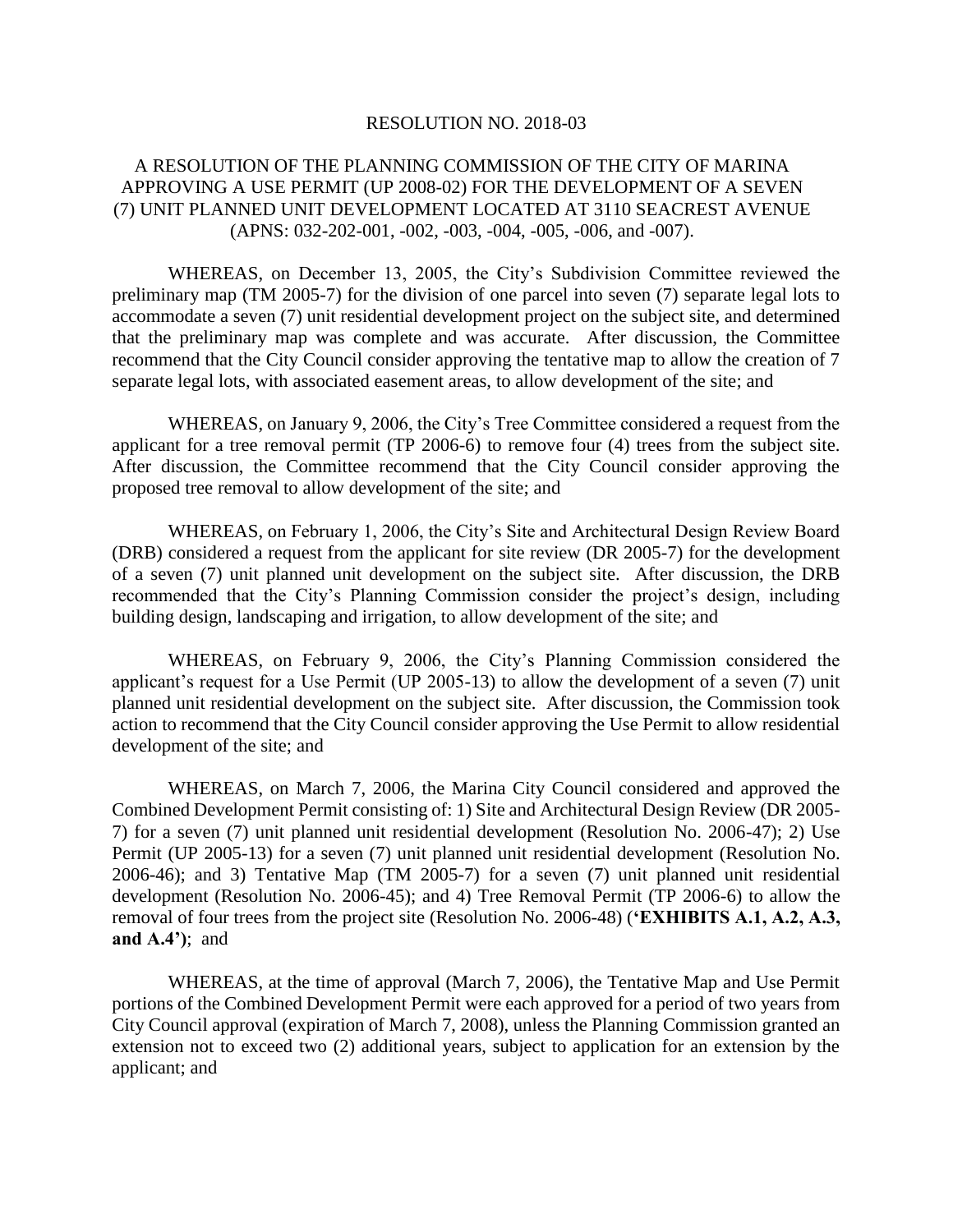# RESOLUTION NO. 2018-03

## A RESOLUTION OF THE PLANNING COMMISSION OF THE CITY OF MARINA APPROVING A USE PERMIT (UP 2008-02) FOR THE DEVELOPMENT OF A SEVEN (7) UNIT PLANNED UNIT DEVELOPMENT LOCATED AT 3110 SEACREST AVENUE (APNS: 032-202-001, -002, -003, -004, -005, -006, and -007).

WHEREAS, on December 13, 2005, the City's Subdivision Committee reviewed the preliminary map (TM 2005-7) for the division of one parcel into seven (7) separate legal lots to accommodate a seven (7) unit residential development project on the subject site, and determined that the preliminary map was complete and was accurate. After discussion, the Committee recommend that the City Council consider approving the tentative map to allow the creation of 7 separate legal lots, with associated easement areas, to allow development of the site; and

WHEREAS, on January 9, 2006, the City's Tree Committee considered a request from the applicant for a tree removal permit (TP 2006-6) to remove four (4) trees from the subject site. After discussion, the Committee recommend that the City Council consider approving the proposed tree removal to allow development of the site; and

WHEREAS, on February 1, 2006, the City's Site and Architectural Design Review Board (DRB) considered a request from the applicant for site review (DR 2005-7) for the development of a seven (7) unit planned unit development on the subject site. After discussion, the DRB recommended that the City's Planning Commission consider the project's design, including building design, landscaping and irrigation, to allow development of the site; and

WHEREAS, on February 9, 2006, the City's Planning Commission considered the applicant's request for a Use Permit (UP 2005-13) to allow the development of a seven (7) unit planned unit residential development on the subject site. After discussion, the Commission took action to recommend that the City Council consider approving the Use Permit to allow residential development of the site; and

WHEREAS, on March 7, 2006, the Marina City Council considered and approved the Combined Development Permit consisting of: 1) Site and Architectural Design Review (DR 2005-7) for a seven (7) unit planned unit residential development (Resolution No. 2006-47); 2) Use Permit (UP 2005-13) for a seven (7) unit planned unit residential development (Resolution No. 2006-46); and 3) Tentative Map (TM 2005-7) for a seven (7) unit planned unit residential development (Resolution No. 2006-45); and 4) Tree Removal Permit (TP 2006-6) to allow the removal of four trees from the project site (Resolution No. 2006-48) (**'EXHIBITS A.1, A.2, A.3, and A.4')**; and

WHEREAS, at the time of approval (March 7, 2006), the Tentative Map and Use Permit portions of the Combined Development Permit were each approved for a period of two years from City Council approval (expiration of March 7, 2008), unless the Planning Commission granted an extension not to exceed two (2) additional years, subject to application for an extension by the applicant; and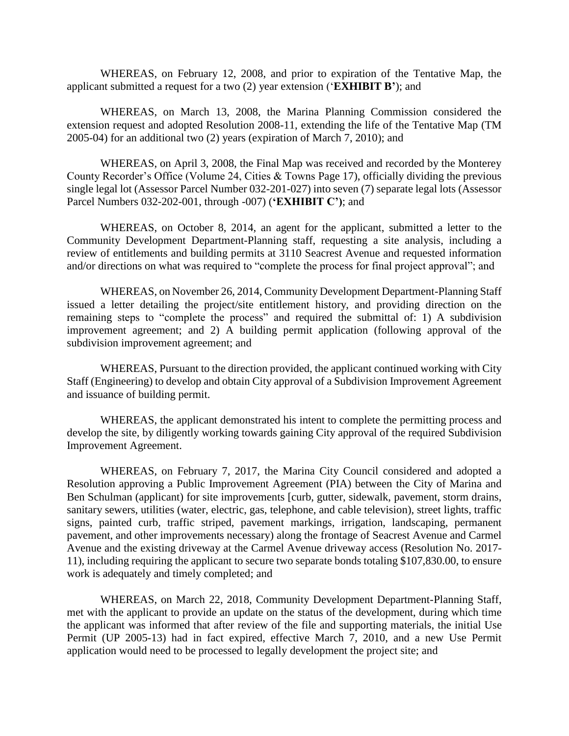WHEREAS, on February 12, 2008, and prior to expiration of the Tentative Map, the applicant submitted a request for a two (2) year extension ('**EXHIBIT B'**); and

WHEREAS, on March 13, 2008, the Marina Planning Commission considered the extension request and adopted Resolution 2008-11, extending the life of the Tentative Map (TM 2005-04) for an additional two (2) years (expiration of March 7, 2010); and

WHEREAS, on April 3, 2008, the Final Map was received and recorded by the Monterey County Recorder's Office (Volume 24, Cities & Towns Page 17), officially dividing the previous single legal lot (Assessor Parcel Number 032-201-027) into seven (7) separate legal lots (Assessor Parcel Numbers 032-202-001, through -007) (**'EXHIBIT C')**; and

WHEREAS, on October 8, 2014, an agent for the applicant, submitted a letter to the Community Development Department-Planning staff, requesting a site analysis, including a review of entitlements and building permits at 3110 Seacrest Avenue and requested information and/or directions on what was required to "complete the process for final project approval"; and

WHEREAS, on November 26, 2014, Community Development Department-Planning Staff issued a letter detailing the project/site entitlement history, and providing direction on the remaining steps to "complete the process" and required the submittal of: 1) A subdivision improvement agreement; and 2) A building permit application (following approval of the subdivision improvement agreement; and

WHEREAS, Pursuant to the direction provided, the applicant continued working with City Staff (Engineering) to develop and obtain City approval of a Subdivision Improvement Agreement and issuance of building permit.

WHEREAS, the applicant demonstrated his intent to complete the permitting process and develop the site, by diligently working towards gaining City approval of the required Subdivision Improvement Agreement.

WHEREAS, on February 7, 2017, the Marina City Council considered and adopted a Resolution approving a Public Improvement Agreement (PIA) between the City of Marina and Ben Schulman (applicant) for site improvements [curb, gutter, sidewalk, pavement, storm drains, sanitary sewers, utilities (water, electric, gas, telephone, and cable television), street lights, traffic signs, painted curb, traffic striped, pavement markings, irrigation, landscaping, permanent pavement, and other improvements necessary) along the frontage of Seacrest Avenue and Carmel Avenue and the existing driveway at the Carmel Avenue driveway access (Resolution No. 2017-11), including requiring the applicant to secure two separate bonds totaling $107,830.00, to ensure work is adequately and timely completed; and

WHEREAS, on March 22, 2018, Community Development Department-Planning Staff, met with the applicant to provide an update on the status of the development, during which time the applicant was informed that after review of the file and supporting materials, the initial Use Permit (UP 2005-13) had in fact expired, effective March 7, 2010, and a new Use Permit application would need to be processed to legally development the project site; and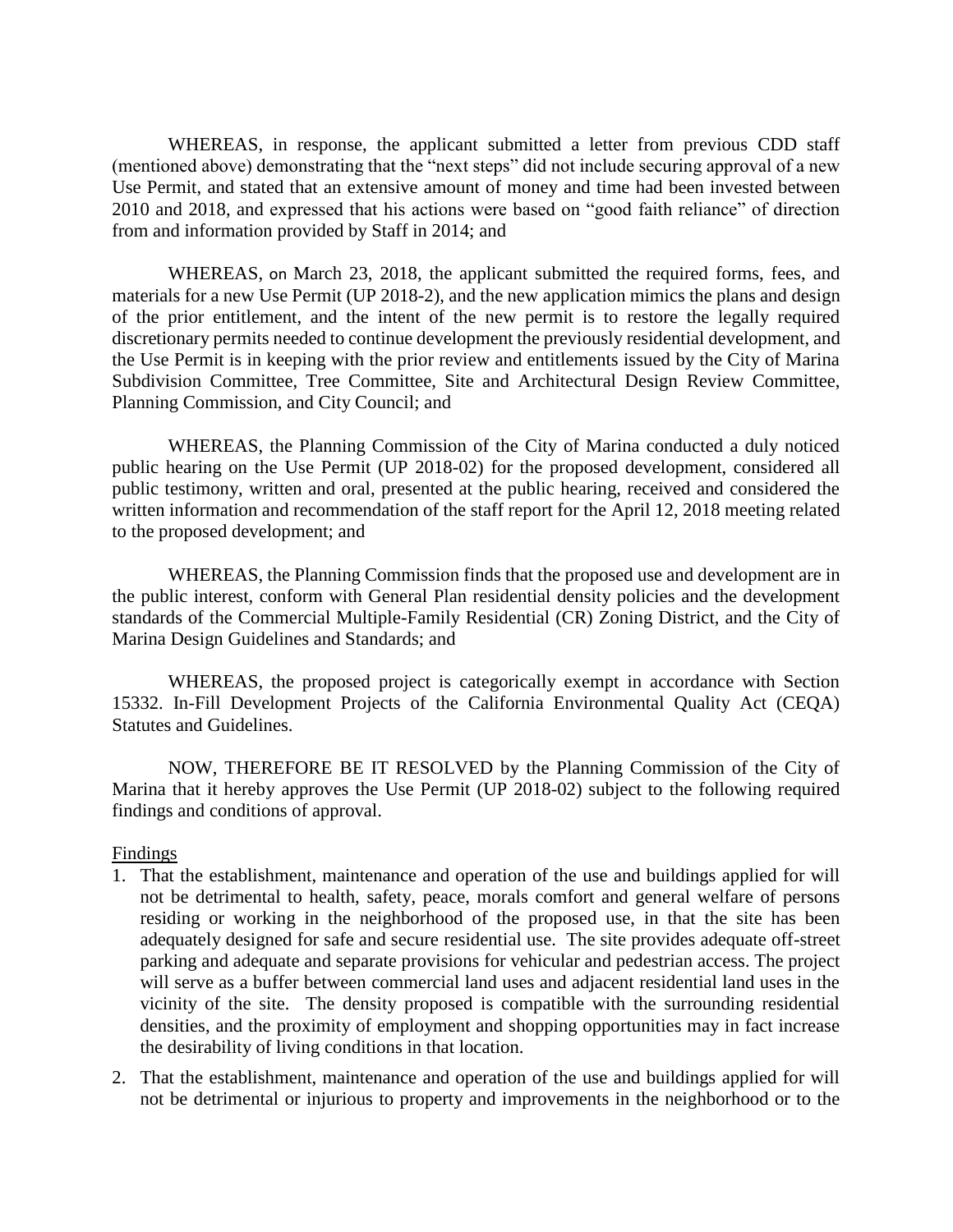WHEREAS, in response, the applicant submitted a letter from previous CDD staff (mentioned above) demonstrating that the "next steps" did not include securing approval of a new Use Permit, and stated that an extensive amount of money and time had been invested between 2010 and 2018, and expressed that his actions were based on "good faith reliance" of direction from and information provided by Staff in 2014; and

WHEREAS, on March 23, 2018, the applicant submitted the required forms, fees, and materials for a new Use Permit (UP 2018-2), and the new application mimics the plans and design of the prior entitlement, and the intent of the new permit is to restore the legally required discretionary permits needed to continue development the previously residential development, and the Use Permit is in keeping with the prior review and entitlements issued by the City of Marina Subdivision Committee, Tree Committee, Site and Architectural Design Review Committee, Planning Commission, and City Council; and

WHEREAS, the Planning Commission of the City of Marina conducted a duly noticed public hearing on the Use Permit (UP 2018-02) for the proposed development, considered all public testimony, written and oral, presented at the public hearing, received and considered the written information and recommendation of the staff report for the April 12, 2018 meeting related to the proposed development; and

WHEREAS, the Planning Commission finds that the proposed use and development are in the public interest, conform with General Plan residential density policies and the development standards of the Commercial Multiple-Family Residential (CR) Zoning District, and the City of Marina Design Guidelines and Standards; and

WHEREAS, the proposed project is categorically exempt in accordance with Section 15332. In-Fill Development Projects of the California Environmental Quality Act (CEQA) Statutes and Guidelines.

NOW, THEREFORE BE IT RESOLVED by the Planning Commission of the City of Marina that it hereby approves the Use Permit (UP 2018-02) subject to the following required findings and conditions of approval.

Findings

1. That the establishment, maintenance and operation of the use and buildings applied for will not be detrimental to health, safety, peace, morals comfort and general welfare of persons residing or working in the neighborhood of the proposed use, in that the site has been adequately designed for safe and secure residential use. The site provides adequate off-street parking and adequate and separate provisions for vehicular and pedestrian access. The project will serve as a buffer between commercial land uses and adjacent residential land uses in the vicinity of the site. The density proposed is compatible with the surrounding residential densities, and the proximity of employment and shopping opportunities may in fact increase the desirability of living conditions in that location.

2. That the establishment, maintenance and operation of the use and buildings applied for will not be detrimental or injurious to property and improvements in the neighborhood or to the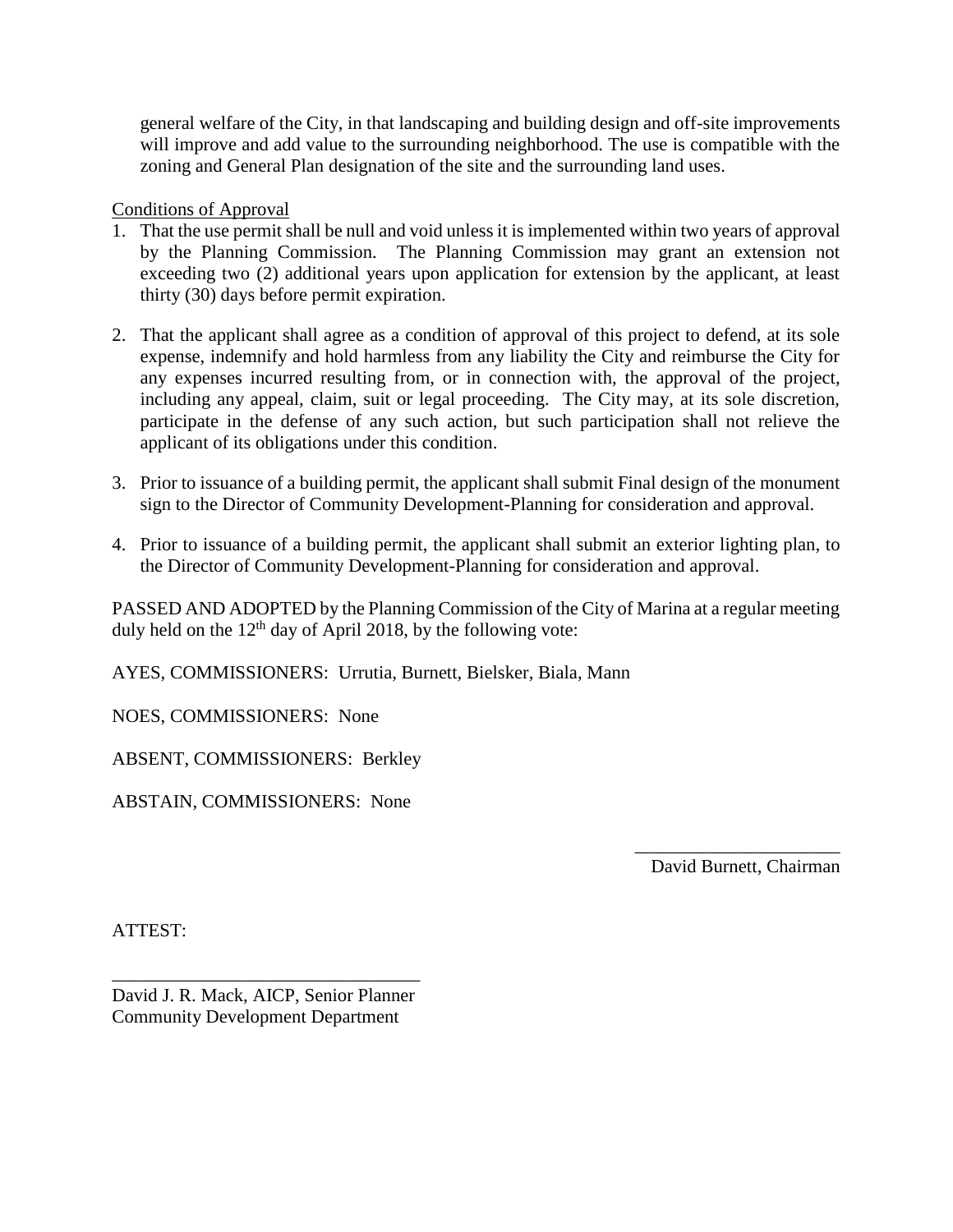general welfare of the City, in that landscaping and building design and off-site improvements will improve and add value to the surrounding neighborhood. The use is compatible with the zoning and General Plan designation of the site and the surrounding land uses.

Conditions of Approval

1. That the use permit shall be null and void unless it is implemented within two years of approval by the Planning Commission. The Planning Commission may grant an extension not exceeding two (2) additional years upon application for extension by the applicant, at least thirty (30) days before permit expiration.

2. That the applicant shall agree as a condition of approval of this project to defend, at its sole expense, indemnify and hold harmless from any liability the City and reimburse the City for any expenses incurred resulting from, or in connection with, the approval of the project, including any appeal, claim, suit or legal proceeding. The City may, at its sole discretion, participate in the defense of any such action, but such participation shall not relieve the applicant of its obligations under this condition.

3. Prior to issuance of a building permit, the applicant shall submit Final design of the monument sign to the Director of Community Development-Planning for consideration and approval.

4. Prior to issuance of a building permit, the applicant shall submit an exterior lighting plan, to the Director of Community Development-Planning for consideration and approval.

PASSED AND ADOPTED by the Planning Commission of the City of Marina at a regular meeting duly held on the 12th day of April 2018, by the following vote:

AYES, COMMISSIONERS: Urrutia, Burnett, Bielsker, Biala, Mann

NOES, COMMISSIONERS: None

ABSENT, COMMISSIONERS: Berkley

ABSTAIN, COMMISSIONERS: None

\_\_\_\_\_\_\_\_\_\_\_\_\_\_\_\_\_\_\_\_\_\_
David Burnett, Chairman

ATTEST:

\_\_\_\_\_\_\_\_\_\_\_\_\_\_\_\_\_\_\_\_\_\_\_\_\_\_\_\_\_\_\_\_\_\_
David J. R. Mack, AICP, Senior Planner
Community Development Department